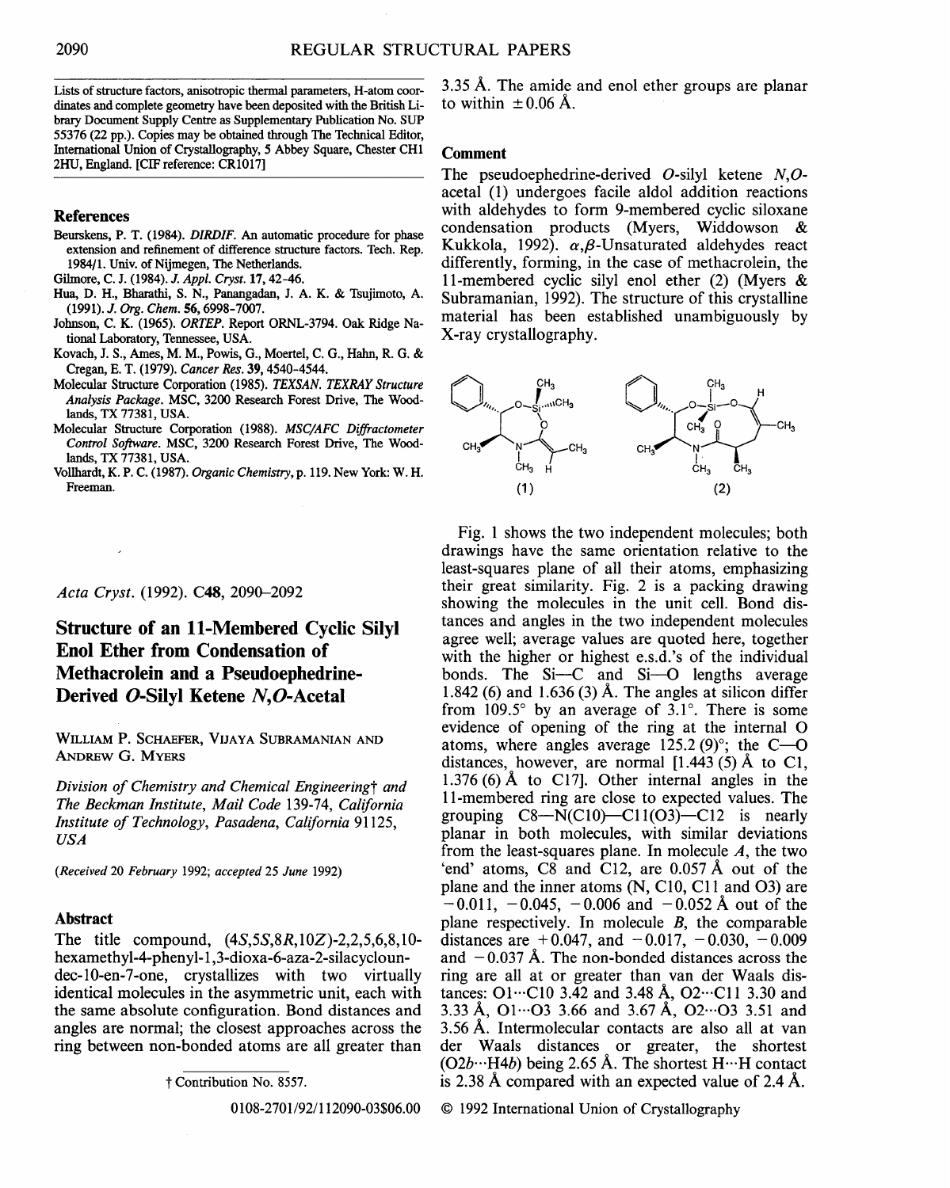Lists of structure factors, anisotropic thermal parameters, H-atom coordinates and complete geometry have been deposited with the British Library Document Supply Centre as Supplementary Publication No. SUP 55376 (22 pp.). Copies may be obtained through The Technical Editor, International Union of Crystallography, 5 Abbey Square, Chester CH1 2HU, England. [CIF reference: CR1017]

## References

Beurskens, P. T. (1984). *DIRDIF. An automatic procedure for phase extension and refinement of difference structure factors.* Tech. Rep. 1984/1. Univ. of Nijmegen, The Netherlands.

Gilmore, C. J. (1984). *J. Appl. Cryst.* **17**, 42–46.

Hua, D. H., Bharathi, S. N., Panangadan, J. A. K. & Tsujimoto, A. (1991). *J. Org. Chem.* **56**, 6998–7007.

Johnson, C. K. (1965). *ORTEP*. Report ORNL-3794. Oak Ridge National Laboratory, Tennessee, USA.

Kovach, J. S., Ames, M. M., Powis, G., Moertel, C. G., Hahn, R. G. & Cregan, E. T. (1979). *Cancer Res.* **39**, 4540–4544.

Molecular Structure Corporation (1985). *TEXSAN. TEXRAY Structure Analysis Package*. MSC, 3200 Research Forest Drive, The Woodlands, TX 77381, USA.

Molecular Structure Corporation (1988). *MSC/AFC Diffractometer Control Software*. MSC, 3200 Research Forest Drive, The Woodlands, TX 77381, USA.

Vollhardt, K. P. C. (1987). *Organic Chemistry*, p. 119. New York: W. H. Freeman.

*Acta Cryst.* (1992). C**48**, 2090–2092

# Structure of an 11-Membered Cyclic Silyl Enol Ether from Condensation of Methacrolein and a Pseudoephedrine-Derived *O*-Silyl Ketene *N*,*O*-Acetal

William P. Schaefer, Vijaya Subramanian and Andrew G. Myers

*Division of Chemistry and Chemical Engineering*† *and The Beckman Institute, Mail Code 139-74, California Institute of Technology, Pasadena, California 91125, USA*

(*Received 20 February 1992; accepted 25 June 1992*)

## Abstract

The title compound, (4*S*,5*S*,8*R*,10*Z*)-2,2,5,6,8,10-hexamethyl-4-phenyl-1,3-dioxa-6-aza-2-silacycloundec-10-en-7-one, crystallizes with two virtually identical molecules in the asymmetric unit, each with the same absolute configuration. Bond distances and angles are normal; the closest approaches across the ring between non-bonded atoms are all greater than 3.35 Å. The amide and enol ether groups are planar to within ±0.06 Å.

† Contribution No. 8557.

## Comment

The pseudoephedrine-derived *O*-silyl ketene *N*,*O*-acetal (1) undergoes facile aldol addition reactions with aldehydes to form 9-membered cyclic siloxane condensation products (Myers, Widdowson & Kukkola, 1992). α,β-Unsaturated aldehydes react differently, forming, in the case of methacrolein, the 11-membered cyclic silyl enol ether (2) (Myers & Subramanian, 1992). The structure of this crystalline material has been established unambiguously by X-ray crystallography.

(1) (2)

Fig. 1 shows the two independent molecules; both drawings have the same orientation relative to the least-squares plane of all their atoms, emphasizing their great similarity. Fig. 2 is a packing drawing showing the molecules in the unit cell. Bond distances and angles in the two independent molecules agree well; average values are quoted here, together with the higher or highest e.s.d.'s of the individual bonds. The Si—C and Si—O lengths average 1.842 (6) and 1.636 (3) Å. The angles at silicon differ from 109.5° by an average of 3.1°. There is some evidence of opening of the ring at the internal O atoms, where angles average 125.2 (9)°; the C—O distances, however, are normal [1.443 (5) Å to C1, 1.376 (6) Å to C17]. Other internal angles in the 11-membered ring are close to expected values. The grouping C8—N(C10)—C11(O3)—C12 is nearly planar in both molecules, with similar deviations from the least-squares plane. In molecule *A*, the two 'end' atoms, C8 and C12, are 0.057 Å out of the plane and the inner atoms (N, C10, C11 and O3) are −0.011, −0.045, −0.006 and −0.052 Å out of the plane respectively. In molecule *B*, the comparable distances are +0.047, and −0.017, −0.030, −0.009 and −0.037 Å. The non-bonded distances across the ring are all at or greater than van der Waals distances: O1···C10 3.42 and 3.48 Å, O2···C11 3.30 and 3.33 Å, O1···O3 3.66 and 3.67 Å, O2···O3 3.51 and 3.56 Å. Intermolecular contacts are also all at van der Waals distances or greater, the shortest (O2*b*···H4*b*) being 2.65 Å. The shortest H···H contact is 2.38 Å compared with an expected value of 2.4 Å.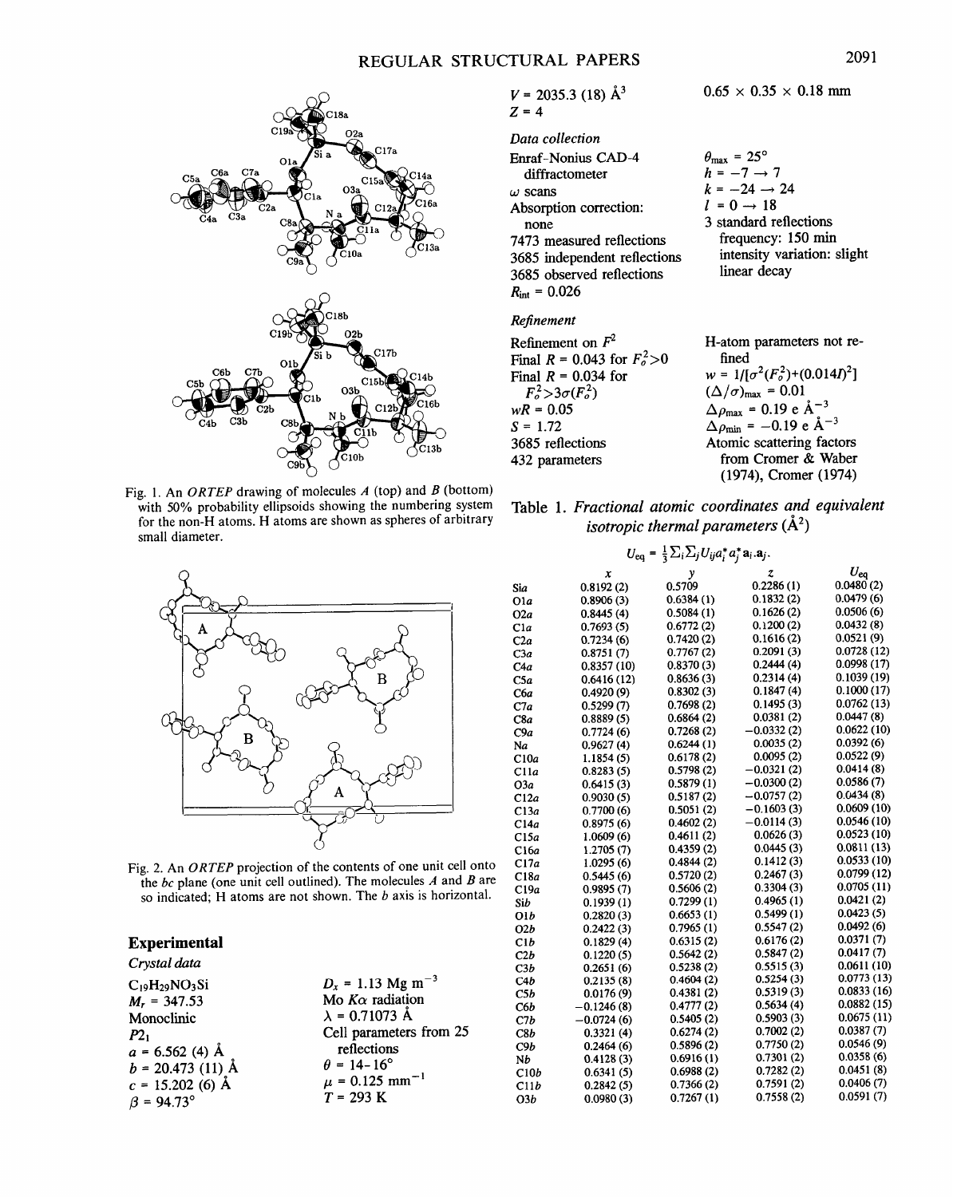Fig. 1. An *ORTEP* drawing of molecules *A* (top) and *B* (bottom) with 50% probability ellipsoids showing the numbering system for the non-H atoms. H atoms are shown as spheres of arbitrary small diameter.

Fig. 2. An *ORTEP* projection of the contents of one unit cell onto the *bc* plane (one unit cell outlined). The molecules *A* and *B* are so indicated; H atoms are not shown. The *b* axis is horizontal.

## Experimental

### *Crystal data*

$C_{19}H_{29}NO_3Si$
$M_r = 347.53$
Monoclinic
$P2_1$
$a = 6.562$ (4) Å
$b = 20.473$ (11) Å
$c = 15.202$ (6) Å
$\beta = 94.73°$
$V = 2035.3$ (18) Å$^3$
$Z = 4$
$D_x = 1.13$ Mg m$^{-3}$
Mo $K\alpha$ radiation
$\lambda = 0.71073$ Å
Cell parameters from 25 reflections
$\theta = 14$–$16°$
$\mu = 0.125$ mm$^{-1}$
$T = 293$ K
$0.65 \times 0.35 \times 0.18$ mm

### *Data collection*

Enraf–Nonius CAD-4 diffractometer
$\omega$ scans
Absorption correction: none
7473 measured reflections
3685 independent reflections
3685 observed reflections
$R_{int} = 0.026$
$\theta_{max} = 25°$
$h = -7 \rightarrow 7$
$k = -24 \rightarrow 24$
$l = 0 \rightarrow 18$
3 standard reflections
frequency: 150 min
intensity variation: slight linear decay

### *Refinement*

Refinement on $F^2$
Final $R = 0.043$ for $F_o^2 > 0$
Final $R = 0.034$ for $F_o^2 > 3\sigma(F_o^2)$
$wR = 0.05$
$S = 1.72$
3685 reflections
432 parameters
H-atom parameters not refined
$w = 1/[\sigma^2(F_o^2) + (0.014I)^2]$
$(\Delta/\sigma)_{max} = 0.01$
$\Delta\rho_{max} = 0.19$ e Å$^{-3}$
$\Delta\rho_{min} = -0.19$ e Å$^{-3}$
Atomic scattering factors from Cromer & Waber (1974), Cromer (1974)

Table 1. *Fractional atomic coordinates and equivalent isotropic thermal parameters* (Å$^2$)

$$U_{eq} = \frac{1}{3}\sum_i\sum_j U_{ij} a_i^* a_j^* \mathbf{a}_i.\mathbf{a}_j.$$

| | *x* | *y* | *z* | $U_{eq}$ |
|---|---|---|---|---|
| Si*a* | 0.8192 (2) | 0.5709 | 0.2286 (1) | 0.0480 (2) |
| O1*a* | 0.8906 (3) | 0.6384 (1) | 0.1832 (2) | 0.0479 (6) |
| O2*a* | 0.8445 (4) | 0.5084 (1) | 0.1626 (2) | 0.0506 (6) |
| C1*a* | 0.7693 (5) | 0.6772 (2) | 0.1200 (2) | 0.0432 (8) |
| C2*a* | 0.7234 (6) | 0.7420 (2) | 0.1616 (2) | 0.0521 (9) |
| C3*a* | 0.8751 (7) | 0.7767 (2) | 0.2091 (3) | 0.0728 (12) |
| C4*a* | 0.8357 (10) | 0.8370 (3) | 0.2444 (4) | 0.0998 (17) |
| C5*a* | 0.6416 (12) | 0.8636 (3) | 0.2314 (4) | 0.1039 (19) |
| C6*a* | 0.4920 (9) | 0.8302 (3) | 0.1847 (4) | 0.1000 (17) |
| C7*a* | 0.5299 (7) | 0.7698 (2) | 0.1495 (3) | 0.0762 (13) |
| C8*a* | 0.8889 (5) | 0.6864 (2) | 0.0381 (2) | 0.0447 (8) |
| C9*a* | 0.7724 (6) | 0.7268 (2) | −0.0332 (2) | 0.0622 (10) |
| N*a* | 0.9627 (4) | 0.6244 (1) | 0.0035 (2) | 0.0392 (6) |
| C10*a* | 1.1854 (5) | 0.6178 (2) | 0.0095 (2) | 0.0522 (9) |
| C11*a* | 0.8283 (5) | 0.5798 (2) | −0.0321 (2) | 0.0414 (8) |
| O3*a* | 0.6415 (3) | 0.5879 (1) | −0.0300 (2) | 0.0586 (7) |
| C12*a* | 0.9030 (5) | 0.5187 (2) | −0.0757 (2) | 0.0434 (8) |
| C13*a* | 0.7700 (6) | 0.5051 (2) | −0.1603 (3) | 0.0609 (10) |
| C14*a* | 0.8975 (6) | 0.4602 (2) | −0.0114 (3) | 0.0546 (10) |
| C15*a* | 1.0609 (6) | 0.4611 (2) | 0.0626 (3) | 0.0523 (10) |
| C16*a* | 1.2705 (7) | 0.4359 (2) | 0.0445 (3) | 0.0811 (13) |
| C17*a* | 1.0295 (6) | 0.4844 (2) | 0.1412 (3) | 0.0533 (10) |
| C18*a* | 0.5445 (6) | 0.5720 (2) | 0.2467 (3) | 0.0799 (12) |
| C19*a* | 0.9895 (7) | 0.5606 (2) | 0.3304 (3) | 0.0705 (11) |
| Si*b* | 0.1939 (1) | 0.7299 (1) | 0.4965 (1) | 0.0421 (2) |
| O1*b* | 0.2820 (3) | 0.6653 (1) | 0.5499 (1) | 0.0423 (5) |
| O2*b* | 0.2422 (3) | 0.7965 (1) | 0.5547 (2) | 0.0492 (6) |
| C1*b* | 0.1829 (4) | 0.6315 (2) | 0.6176 (2) | 0.0371 (7) |
| C2*b* | 0.1220 (5) | 0.5642 (2) | 0.5847 (2) | 0.0417 (7) |
| C3*b* | 0.2651 (6) | 0.5238 (2) | 0.5515 (3) | 0.0611 (10) |
| C4*b* | 0.2135 (8) | 0.4604 (2) | 0.5254 (3) | 0.0773 (13) |
| C5*b* | 0.0176 (9) | 0.4381 (2) | 0.5319 (3) | 0.0833 (16) |
| C6*b* | −0.1246 (8) | 0.4777 (2) | 0.5634 (4) | 0.0882 (15) |
| C7*b* | −0.0724 (6) | 0.5405 (2) | 0.5903 (3) | 0.0675 (11) |
| C8*b* | 0.3321 (4) | 0.6274 (2) | 0.7002 (2) | 0.0387 (7) |
| C9*b* | 0.2464 (6) | 0.5896 (2) | 0.7750 (2) | 0.0546 (9) |
| N*b* | 0.4128 (3) | 0.6916 (1) | 0.7301 (2) | 0.0358 (6) |
| C10*b* | 0.6341 (5) | 0.6988 (2) | 0.7282 (2) | 0.0451 (8) |
| C11*b* | 0.2842 (5) | 0.7366 (2) | 0.7591 (2) | 0.0406 (7) |
| O3*b* | 0.0980 (3) | 0.7267 (1) | 0.7558 (2) | 0.0591 (7) |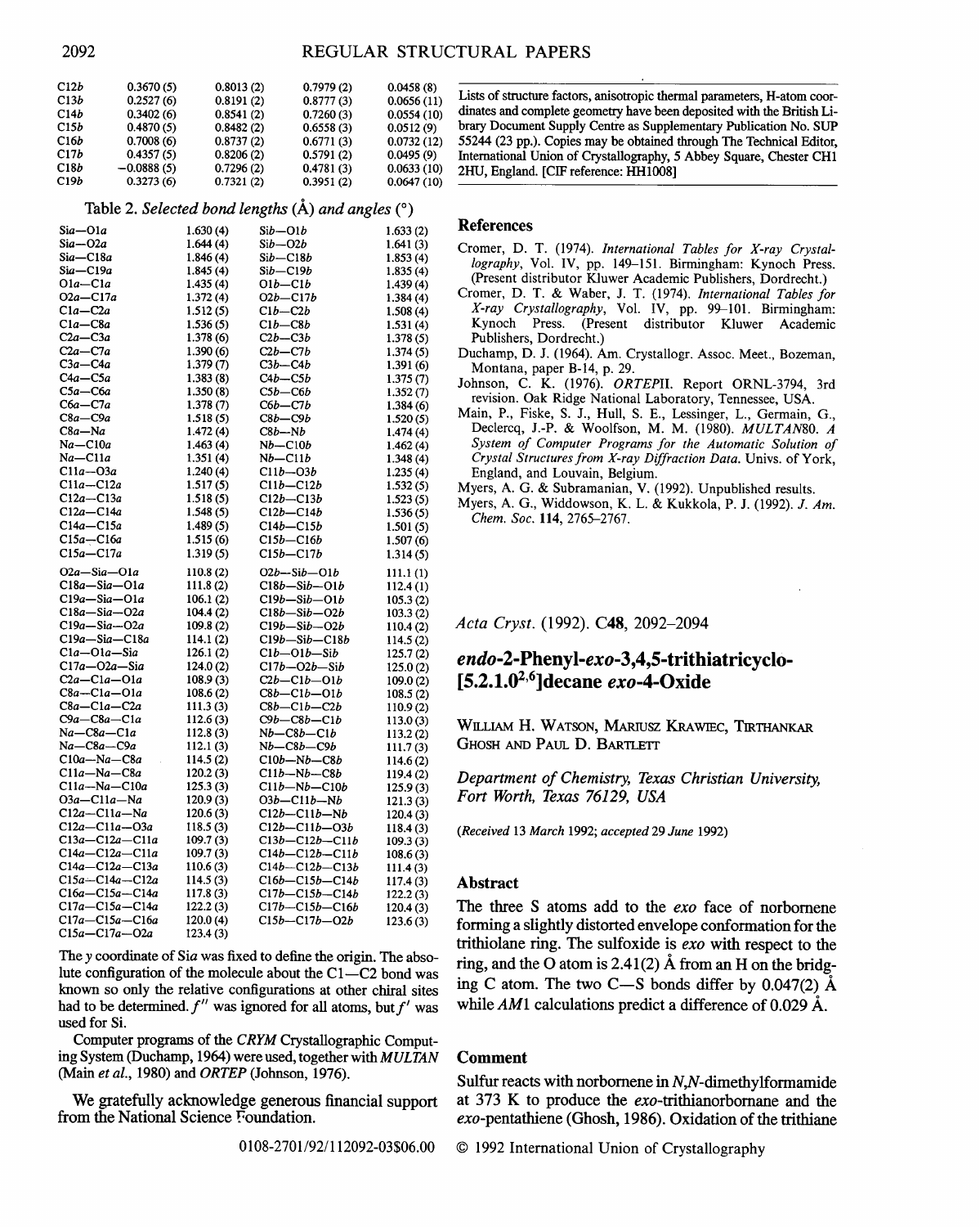| | | | | |
|---|---|---|---|---|
| C12*b* | 0.3670 (5) | 0.8013 (2) | 0.7979 (2) | 0.0458 (8) |
| C13*b* | 0.2527 (6) | 0.8191 (2) | 0.8777 (3) | 0.0656 (11) |
| C14*b* | 0.3402 (6) | 0.8541 (2) | 0.7260 (3) | 0.0554 (10) |
| C15*b* | 0.4870 (5) | 0.8482 (2) | 0.6558 (3) | 0.0512 (9) |
| C16*b* | 0.7008 (6) | 0.8737 (2) | 0.6771 (3) | 0.0732 (12) |
| C17*b* | 0.4357 (5) | 0.8206 (2) | 0.5791 (2) | 0.0495 (9) |
| C18*b* | −0.0888 (5) | 0.7296 (2) | 0.4781 (3) | 0.0633 (10) |
| C19*b* | 0.3273 (6) | 0.7321 (2) | 0.3951 (2) | 0.0647 (10) |

Table 2. *Selected bond lengths (Å) and angles (°)*

| | | | |
|---|---|---|---|
| Si*a*—O1*a* | 1.630 (4) | Si*b*—O1*b* | 1.633 (2) |
| Si*a*—O2*a* | 1.644 (4) | Si*b*—O2*b* | 1.641 (3) |
| Si*a*—C18*a* | 1.846 (4) | Si*b*—C18*b* | 1.853 (4) |
| Si*a*—C19*a* | 1.845 (4) | Si*b*—C19*b* | 1.835 (4) |
| O1*a*—C1*a* | 1.435 (4) | O1*b*—C1*b* | 1.439 (4) |
| O2*a*—C17*a* | 1.372 (4) | O2*b*—C17*b* | 1.384 (4) |
| C1*a*—C2*a* | 1.512 (5) | C1*b*—C2*b* | 1.508 (4) |
| C1*a*—C8*a* | 1.536 (5) | C1*b*—C8*b* | 1.531 (4) |
| C2*a*—C3*a* | 1.378 (6) | C2*b*—C3*b* | 1.378 (5) |
| C2*a*—C7*a* | 1.390 (6) | C2*b*—C7*b* | 1.374 (5) |
| C3*a*—C4*a* | 1.379 (7) | C3*b*—C4*b* | 1.391 (6) |
| C4*a*—C5*a* | 1.383 (8) | C4*b*—C5*b* | 1.375 (7) |
| C5*a*—C6*a* | 1.350 (8) | C5*b*—C6*b* | 1.352 (7) |
| C6*a*—C7*a* | 1.378 (7) | C6*b*—C7*b* | 1.384 (6) |
| C8*a*—C9*a* | 1.518 (5) | C8*b*—C9*b* | 1.520 (5) |
| C8*a*—N*a* | 1.472 (4) | C8*b*—N*b* | 1.474 (4) |
| N*a*—C10*a* | 1.463 (4) | N*b*—C10*b* | 1.462 (4) |
| N*a*—C11*a* | 1.351 (4) | N*b*—C11*b* | 1.348 (4) |
| C11*a*—O3*a* | 1.240 (4) | C11*b*—O3*b* | 1.235 (4) |
| C11*a*—C12*a* | 1.517 (5) | C11*b*—C12*b* | 1.532 (5) |
| C12*a*—C13*a* | 1.518 (5) | C12*b*—C13*b* | 1.523 (5) |
| C12*a*—C14*a* | 1.548 (5) | C12*b*—C14*b* | 1.536 (5) |
| C14*a*—C15*a* | 1.489 (5) | C14*b*—C15*b* | 1.501 (5) |
| C15*a*—C16*a* | 1.515 (6) | C15*b*—C16*b* | 1.507 (6) |
| C15*a*—C17*a* | 1.319 (5) | C15*b*—C17*b* | 1.314 (5) |
| O2*a*—Si*a*—O1*a* | 110.8 (2) | O2*b*—Si*b*—O1*b* | 111.1 (1) |
| C18*a*—Si*a*—O1*a* | 111.8 (2) | C18*b*—Si*b*—O1*b* | 112.4 (1) |
| C19*a*—Si*a*—O1*a* | 106.1 (2) | C19*b*—Si*b*—O1*b* | 105.3 (2) |
| C18*a*—Si*a*—O2*a* | 104.4 (2) | C18*b*—Si*b*—O2*b* | 103.3 (2) |
| C19*a*—Si*a*—O2*a* | 109.8 (2) | C19*b*—Si*b*—O2*b* | 110.4 (2) |
| C19*a*—Si*a*—C18*a* | 114.1 (2) | C19*b*—Si*b*—C18*b* | 114.5 (2) |
| C1*a*—O1*a*—Si*a* | 126.1 (2) | C1*b*—O1*b*—Si*b* | 125.7 (2) |
| C17*a*—O2*a*—Si*a* | 124.0 (2) | C17*b*—O2*b*—Si*b* | 125.0 (2) |
| C2*a*—C1*a*—O1*a* | 108.9 (3) | C2*b*—C1*b*—O1*b* | 109.0 (2) |
| C8*a*—C1*a*—O1*a* | 108.6 (3) | C8*b*—C1*b*—O1*b* | 108.5 (2) |
| C8*a*—C1*a*—C2*a* | 111.3 (3) | C8*b*—C1*b*—C2*b* | 110.9 (2) |
| C9*a*—C8*a*—C1*a* | 112.6 (3) | C9*b*—C8*b*—C1*b* | 113.0 (3) |
| N*a*—C8*a*—C1*a* | 112.8 (3) | N*b*—C8*b*—C1*b* | 113.2 (2) |
| N*a*—C8*a*—C9*a* | 112.1 (3) | N*b*—C8*b*—C9*b* | 111.7 (3) |
| C10*a*—N*a*—C8*a* | 114.5 (2) | C10*b*—N*b*—C8*b* | 114.6 (2) |
| C11*a*—N*a*—C8*a* | 120.2 (3) | C11*b*—N*b*—C8*b* | 119.4 (2) |
| C11*a*—N*a*—C10*a* | 125.3 (3) | C11*b*—N*b*—C10*b* | 125.9 (3) |
| O3*a*—C11*a*—N*a* | 120.9 (3) | O3*b*—C11*b*—N*b* | 121.3 (3) |
| C12*a*—C11*a*—N*a* | 120.6 (3) | C12*b*—C11*b*—N*b* | 120.4 (3) |
| C12*a*—C11*a*—O3*a* | 118.5 (3) | C12*b*—C11*b*—O3*b* | 118.4 (3) |
| C13*a*—C12*a*—C11*a* | 109.7 (3) | C13*b*—C12*b*—C11*b* | 109.3 (3) |
| C14*a*—C12*a*—C11*a* | 109.7 (3) | C14*b*—C12*b*—C11*b* | 108.6 (3) |
| C14*a*—C12*a*—C13*a* | 110.6 (3) | C14*b*—C12*b*—C13*b* | 111.4 (3) |
| C15*a*—C14*a*—C12*a* | 114.5 (3) | C16*b*—C15*b*—C14*b* | 117.4 (3) |
| C16*a*—C15*a*—C14*a* | 117.8 (3) | C17*b*—C15*b*—C14*b* | 122.2 (3) |
| C17*a*—C15*a*—C14*a* | 122.2 (3) | C17*b*—C15*b*—C16*b* | 120.4 (3) |
| C17*a*—C15*a*—C16*a* | 120.0 (4) | C15*b*—C17*b*—O2*b* | 123.6 (3) |
| C15*a*—C17*a*—O2*a* | 123.4 (3) | | |

The *y* coordinate of Si*a* was fixed to define the origin. The absolute configuration of the molecule about the C1—C2 bond was known so only the relative configurations at other chiral sites had to be determined. $f''$ was ignored for all atoms, but $f'$ was used for Si.

Computer programs of the *CRYM* Crystallographic Computing System (Duchamp, 1964) were used, together with *MULTAN* (Main *et al.*, 1980) and *ORTEP* (Johnson, 1976).

We gratefully acknowledge generous financial support from the National Science Foundation.

Lists of structure factors, anisotropic thermal parameters, H-atom coordinates and complete geometry have been deposited with the British Library Document Supply Centre as Supplementary Publication No. SUP 55244 (23 pp.). Copies may be obtained through The Technical Editor, International Union of Crystallography, 5 Abbey Square, Chester CH1 2HU, England. [CIF reference: HH1008]

## References

Cromer, D. T. (1974). *International Tables for X-ray Crystallography*, Vol. IV, pp. 149–151. Birmingham: Kynoch Press. (Present distributor Kluwer Academic Publishers, Dordrecht.)

Cromer, D. T. & Waber, J. T. (1974). *International Tables for X-ray Crystallography*, Vol. IV, pp. 99–101. Birmingham: Kynoch Press. (Present distributor Kluwer Academic Publishers, Dordrecht.)

Duchamp, D. J. (1964). Am. Crystallogr. Assoc. Meet., Bozeman, Montana, paper B-14, p. 29.

Johnson, C. K. (1976). *ORTEP*II. Report ORNL-3794, 3rd revision. Oak Ridge National Laboratory, Tennessee, USA.

Main, P., Fiske, S. J., Hull, S. E., Lessinger, L., Germain, G., Declercq, J.-P. & Woolfson, M. M. (1980). *MULTAN80. A System of Computer Programs for the Automatic Solution of Crystal Structures from X-ray Diffraction Data*. Univs. of York, England, and Louvain, Belgium.

Myers, A. G. & Subramanian, V. (1992). Unpublished results.

Myers, A. G., Widdowson, K. L. & Kukkola, P. J. (1992). *J. Am. Chem. Soc.* **114**, 2765–2767.

*Acta Cryst.* (1992). C**48**, 2092–2094

# *endo*-2-Phenyl-*exo*-3,4,5-trithiatricyclo-[5.2.1.0$^{2,6}$]decane *exo*-4-Oxide

William H. Watson, Mariusz Krawiec, Tirthankar Ghosh and Paul D. Bartlett

*Department of Chemistry, Texas Christian University, Fort Worth, Texas 76129, USA*

(*Received 13 March 1992; accepted 29 June 1992*)

## Abstract

The three S atoms add to the *exo* face of norbornene forming a slightly distorted envelope conformation for the trithiolane ring. The sulfoxide is *exo* with respect to the ring, and the O atom is 2.41(2) Å from an H on the bridging C atom. The two C—S bonds differ by 0.047(2) Å while *AM*1 calculations predict a difference of 0.029 Å.

## Comment

Sulfur reacts with norbornene in *N*,*N*-dimethylformamide at 373 K to produce the *exo*-trithianorbornane and the *exo*-pentathiene (Ghosh, 1986). Oxidation of the trithiane